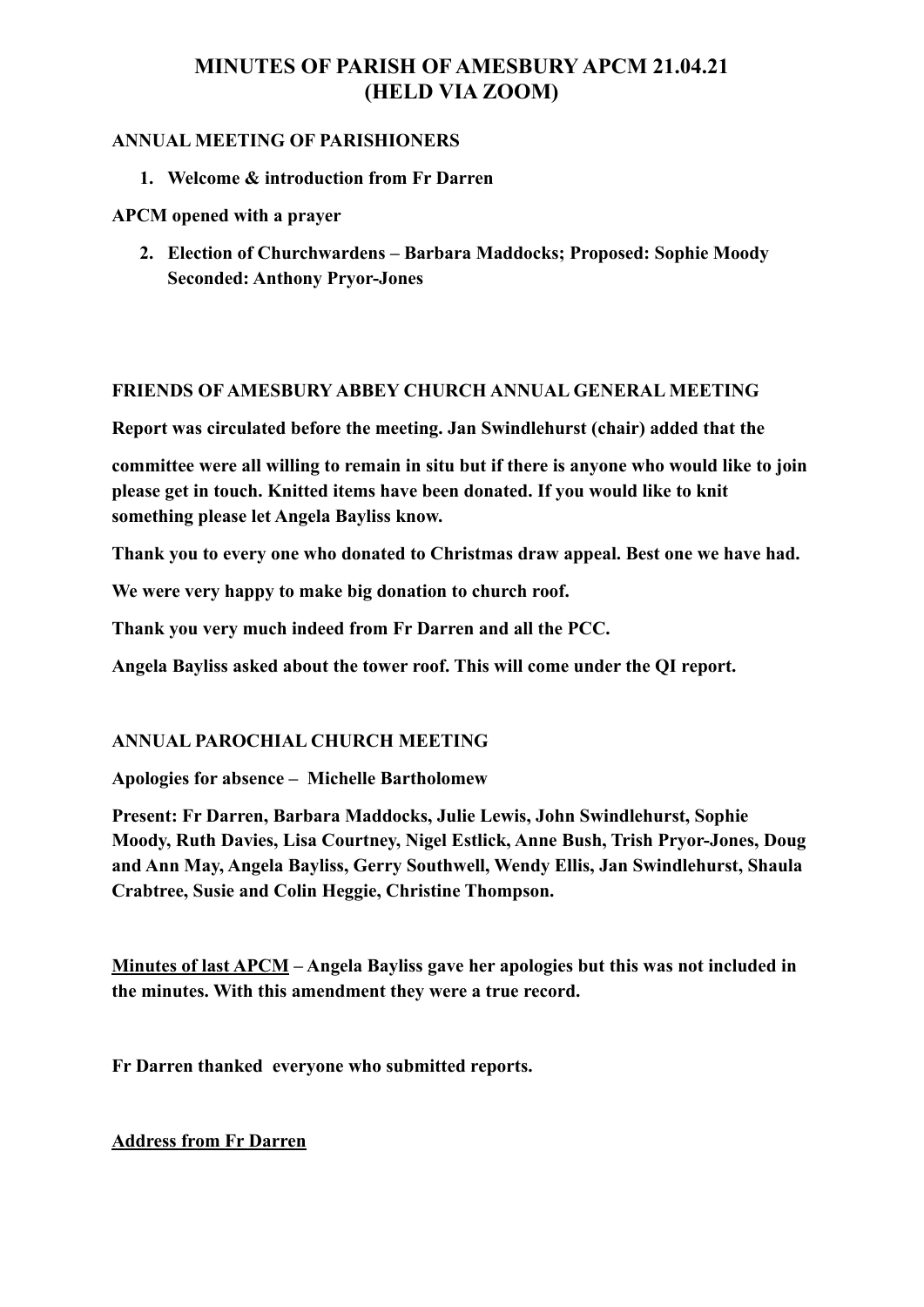# MINUTES OF PARISH OF AMESBURY APCM 21.04.21 (HELD VIA ZOOM)

**ANNUAL MEETING OF PARISHIONERS**

1. **Welcome & introduction from Fr Darren**

**APCM opened with a prayer**

2. **Election of Churchwardens – Barbara Maddocks; Proposed: Sophie Moody Seconded: Anthony Pryor-Jones**

**FRIENDS OF AMESBURY ABBEY CHURCH ANNUAL GENERAL MEETING**

**Report was circulated before the meeting. Jan Swindlehurst (chair) added that the**

**committee were all willing to remain in situ but if there is anyone who would like to join please get in touch. Knitted items have been donated. If you would like to knit something please let Angela Bayliss know.**

**Thank you to every one who donated to Christmas draw appeal. Best one we have had.**

**We were very happy to make big donation to church roof.**

**Thank you very much indeed from Fr Darren and all the PCC.**

**Angela Bayliss asked about the tower roof. This will come under the QI report.**

**ANNUAL PAROCHIAL CHURCH MEETING**

**Apologies for absence – Michelle Bartholomew**

**Present: Fr Darren, Barbara Maddocks, Julie Lewis, John Swindlehurst, Sophie Moody, Ruth Davies, Lisa Courtney, Nigel Estlick, Anne Bush, Trish Pryor-Jones, Doug and Ann May, Angela Bayliss, Gerry Southwell, Wendy Ellis, Jan Swindlehurst, Shaula Crabtree, Susie and Colin Heggie, Christine Thompson.**

**<u>Minutes of last APCM</u> – Angela Bayliss gave her apologies but this was not included in the minutes. With this amendment they were a true record.**

**Fr Darren thanked everyone who submitted reports.**

**<u>Address from Fr Darren</u>**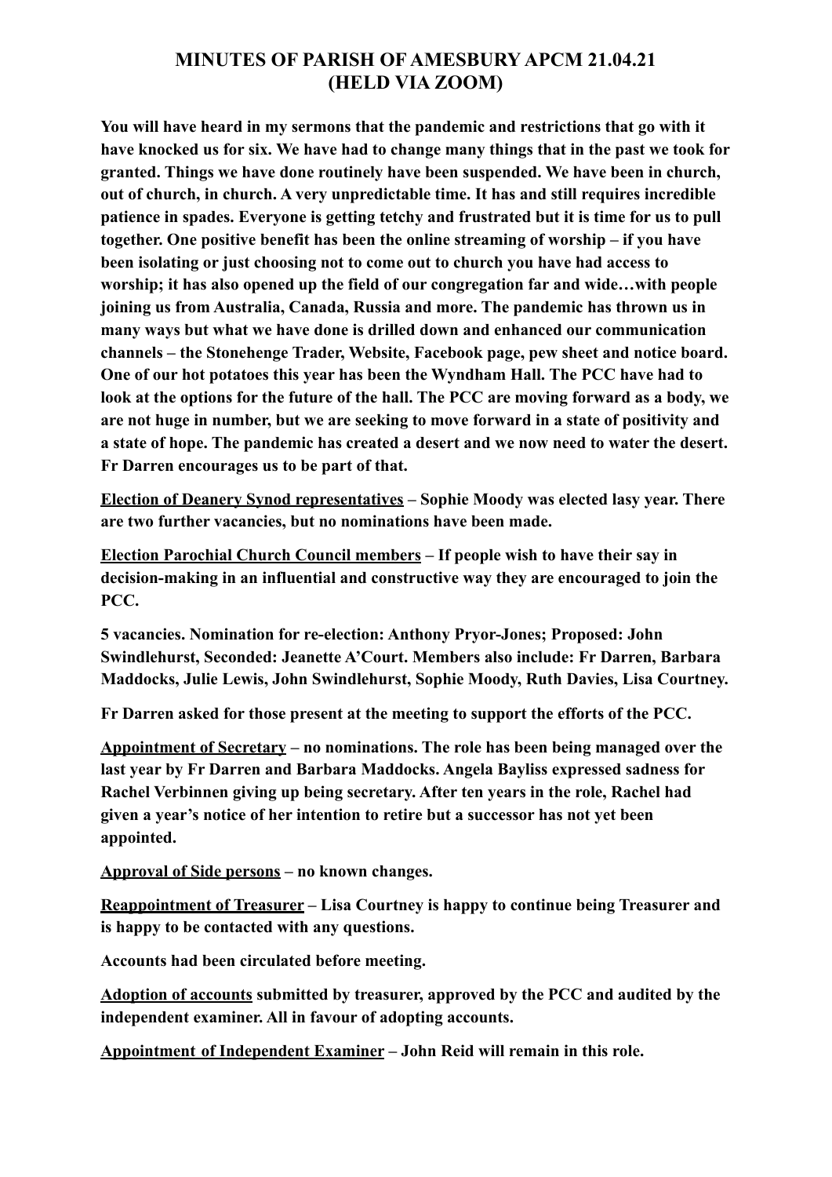# MINUTES OF PARISH OF AMESBURY APCM 21.04.21 (HELD VIA ZOOM)

**You will have heard in my sermons that the pandemic and restrictions that go with it have knocked us for six. We have had to change many things that in the past we took for granted. Things we have done routinely have been suspended. We have been in church, out of church, in church. A very unpredictable time. It has and still requires incredible patience in spades. Everyone is getting tetchy and frustrated but it is time for us to pull together. One positive benefit has been the online streaming of worship – if you have been isolating or just choosing not to come out to church you have had access to worship; it has also opened up the field of our congregation far and wide…with people joining us from Australia, Canada, Russia and more. The pandemic has thrown us in many ways but what we have done is drilled down and enhanced our communication channels – the Stonehenge Trader, Website, Facebook page, pew sheet and notice board. One of our hot potatoes this year has been the Wyndham Hall. The PCC have had to look at the options for the future of the hall. The PCC are moving forward as a body, we are not huge in number, but we are seeking to move forward in a state of positivity and a state of hope. The pandemic has created a desert and we now need to water the desert. Fr Darren encourages us to be part of that.**

**<u>Election of Deanery Synod representatives</u> – Sophie Moody was elected lasy year. There are two further vacancies, but no nominations have been made.**

**<u>Election Parochial Church Council members</u> – If people wish to have their say in decision-making in an influential and constructive way they are encouraged to join the PCC.**

**5 vacancies. Nomination for re-election: Anthony Pryor-Jones; Proposed: John Swindlehurst, Seconded: Jeanette A'Court. Members also include: Fr Darren, Barbara Maddocks, Julie Lewis, John Swindlehurst, Sophie Moody, Ruth Davies, Lisa Courtney.**

**Fr Darren asked for those present at the meeting to support the efforts of the PCC.**

**<u>Appointment of Secretary</u> – no nominations. The role has been being managed over the last year by Fr Darren and Barbara Maddocks. Angela Bayliss expressed sadness for Rachel Verbinnen giving up being secretary. After ten years in the role, Rachel had given a year's notice of her intention to retire but a successor has not yet been appointed.**

**<u>Approval of Side persons</u> – no known changes.**

**<u>Reappointment of Treasurer</u> – Lisa Courtney is happy to continue being Treasurer and is happy to be contacted with any questions.**

**Accounts had been circulated before meeting.**

**<u>Adoption of accounts</u> submitted by treasurer, approved by the PCC and audited by the independent examiner. All in favour of adopting accounts.**

**<u>Appointment of Independent Examiner</u> – John Reid will remain in this role.**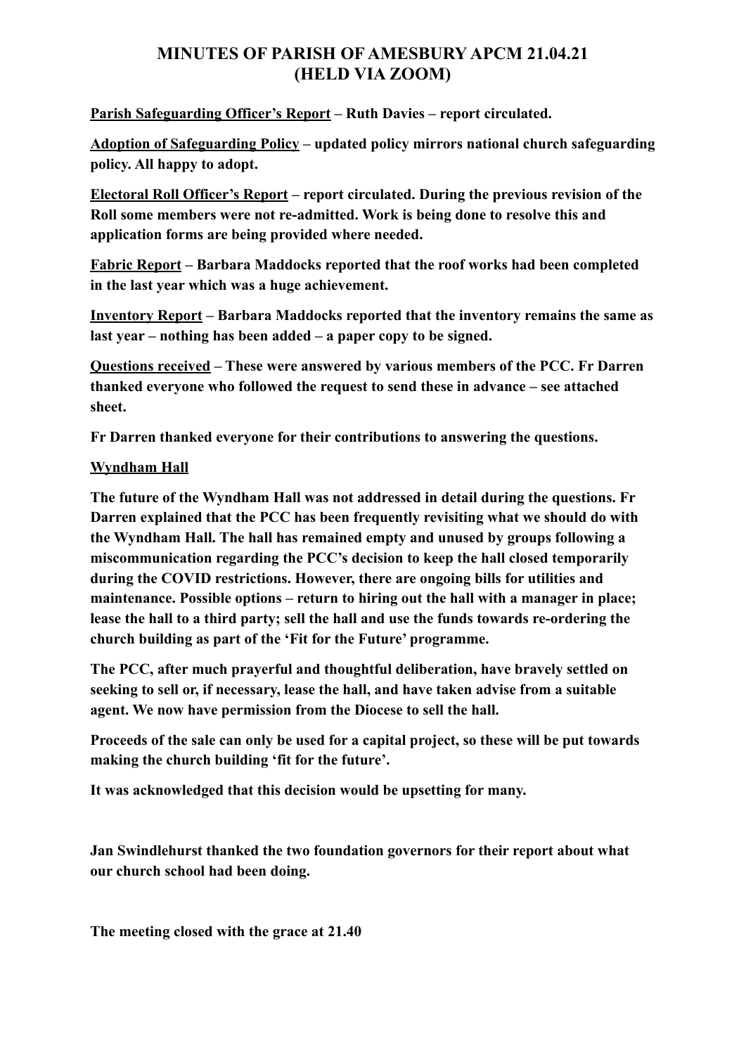# MINUTES OF PARISH OF AMESBURY APCM 21.04.21 (HELD VIA ZOOM)

**<u>Parish Safeguarding Officer's Report</u> – Ruth Davies – report circulated.**

**<u>Adoption of Safeguarding Policy</u> – updated policy mirrors national church safeguarding policy. All happy to adopt.**

**<u>Electoral Roll Officer's Report</u> – report circulated. During the previous revision of the Roll some members were not re-admitted. Work is being done to resolve this and application forms are being provided where needed.**

**<u>Fabric Report</u> – Barbara Maddocks reported that the roof works had been completed in the last year which was a huge achievement.**

**<u>Inventory Report</u> – Barbara Maddocks reported that the inventory remains the same as last year – nothing has been added – a paper copy to be signed.**

**<u>Questions received</u> – These were answered by various members of the PCC. Fr Darren thanked everyone who followed the request to send these in advance – see attached sheet.**

**Fr Darren thanked everyone for their contributions to answering the questions.**

**<u>Wyndham Hall</u>**

**The future of the Wyndham Hall was not addressed in detail during the questions. Fr Darren explained that the PCC has been frequently revisiting what we should do with the Wyndham Hall. The hall has remained empty and unused by groups following a miscommunication regarding the PCC's decision to keep the hall closed temporarily during the COVID restrictions. However, there are ongoing bills for utilities and maintenance. Possible options – return to hiring out the hall with a manager in place; lease the hall to a third party; sell the hall and use the funds towards re-ordering the church building as part of the 'Fit for the Future' programme.**

**The PCC, after much prayerful and thoughtful deliberation, have bravely settled on seeking to sell or, if necessary, lease the hall, and have taken advise from a suitable agent. We now have permission from the Diocese to sell the hall.**

**Proceeds of the sale can only be used for a capital project, so these will be put towards making the church building 'fit for the future'.**

**It was acknowledged that this decision would be upsetting for many.**

**Jan Swindlehurst thanked the two foundation governors for their report about what our church school had been doing.**

**The meeting closed with the grace at 21.40**